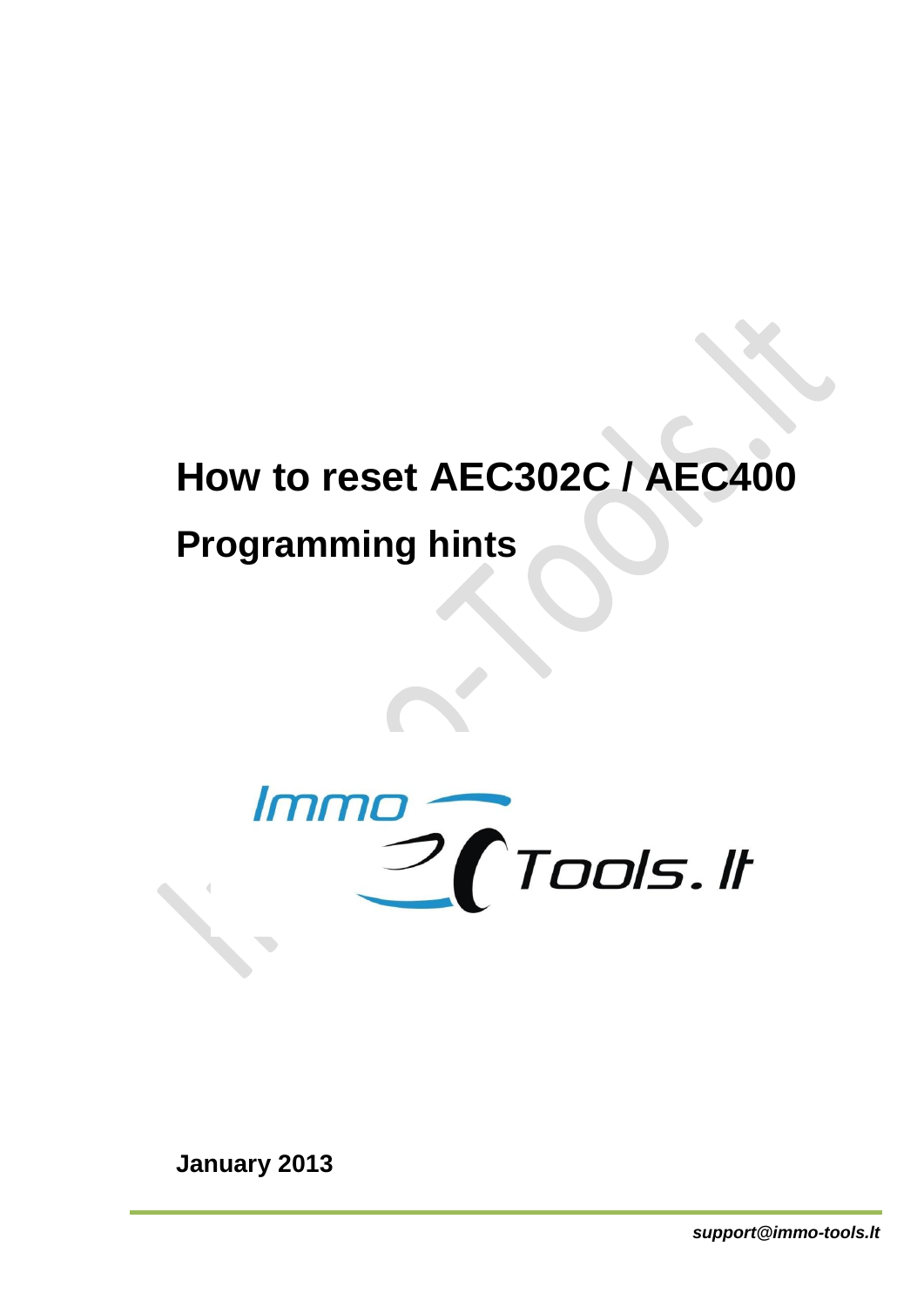# How to reset AEC302C / AEC400

# Programming hints

Immo Tools.lt

**January 2013**

***support@immo-tools.lt***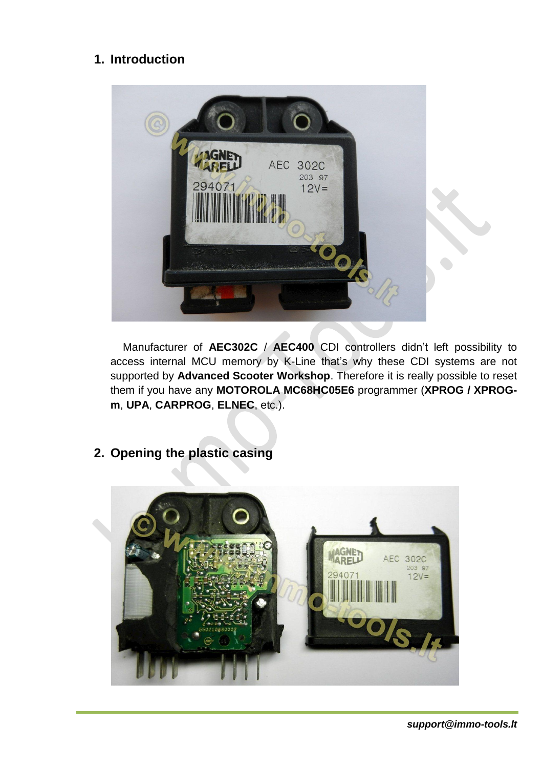## 1. Introduction

Manufacturer of **AEC302C** / **AEC400** CDI controllers didn't left possibility to access internal MCU memory by K-Line that's why these CDI systems are not supported by **Advanced Scooter Workshop**. Therefore it is really possible to reset them if you have any **MOTOROLA MC68HC05E6** programmer (**XPROG / XPROG-m**, **UPA**, **CARPROG**, **ELNEC**, etc.).

## 2. Opening the plastic casing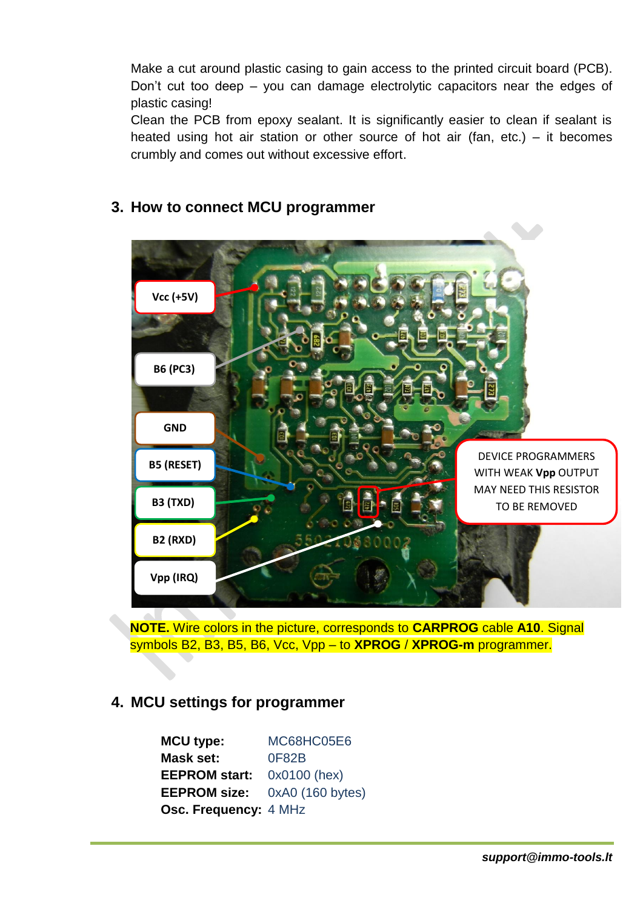Make a cut around plastic casing to gain access to the printed circuit board (PCB). Don't cut too deep – you can damage electrolytic capacitors near the edges of plastic casing!
Clean the PCB from epoxy sealant. It is significantly easier to clean if sealant is heated using hot air station or other source of hot air (fan, etc.) – it becomes crumbly and comes out without excessive effort.

## 3. How to connect MCU programmer

**NOTE.** Wire colors in the picture, corresponds to **CARPROG** cable **A10**. Signal symbols B2, B3, B5, B6, Vcc, Vpp – to **XPROG** / **XPROG-m** programmer.

## 4. MCU settings for programmer

| | |
|---|---|
| **MCU type:** | MC68HC05E6 |
| **Mask set:** | 0F82B |
| **EEPROM start:** | 0x0100 (hex) |
| **EEPROM size:** | 0xA0 (160 bytes) |
| **Osc. Frequency:** | 4 MHz |

***support@immo-tools.lt***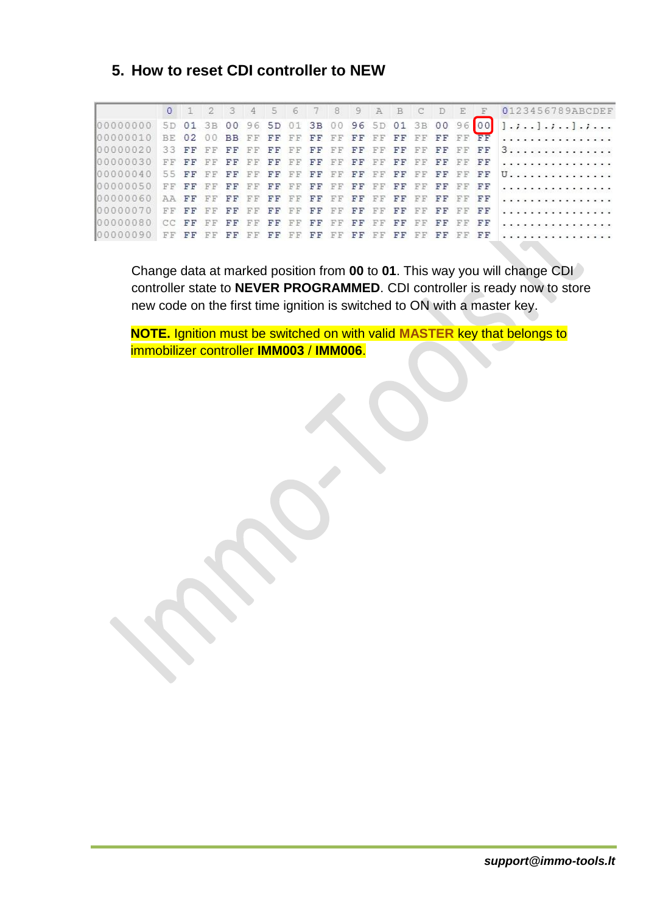## 5. How to reset CDI controller to NEW

| | 0 | 1 | 2 | 3 | 4 | 5 | 6 | 7 | 8 | 9 | A | B | C | D | E | F | 0123456789ABCDEF |
|---|---|---|---|---|---|---|---|---|---|---|---|---|---|---|---|---|---|
| 00000000 | 5D | 01 | 3B | 00 | 96 | 5D | 01 | 3B | 00 | 96 | 5D | 01 | 3B | 00 | 96 | 00 | ].;..].;..].;... |
| 00000010 | BE | 02 | 00 | BB | FF | FF | FF | FF | FF | FF | FF | FF | FF | FF | FF | FF | ................ |
| 00000020 | 33 | FF | FF | FF | FF | FF | FF | FF | FF | FF | FF | FF | FF | FF | FF | FF | 3............... |
| 00000030 | FF | FF | FF | FF | FF | FF | FF | FF | FF | FF | FF | FF | FF | FF | FF | FF | ................ |
| 00000040 | 55 | FF | FF | FF | FF | FF | FF | FF | FF | FF | FF | FF | FF | FF | FF | FF | U............... |
| 00000050 | FF | FF | FF | FF | FF | FF | FF | FF | FF | FF | FF | FF | FF | FF | FF | FF | ................ |
| 00000060 | AA | FF | FF | FF | FF | FF | FF | FF | FF | FF | FF | FF | FF | FF | FF | FF | ................ |
| 00000070 | FF | FF | FF | FF | FF | FF | FF | FF | FF | FF | FF | FF | FF | FF | FF | FF | ................ |
| 00000080 | CC | FF | FF | FF | FF | FF | FF | FF | FF | FF | FF | FF | FF | FF | FF | FF | ................ |
| 00000090 | FF | FF | FF | FF | FF | FF | FF | FF | FF | FF | FF | FF | FF | FF | FF | FF | ................ |

Change data at marked position from **00** to **01**. This way you will change CDI controller state to **NEVER PROGRAMMED**. CDI controller is ready now to store new code on the first time ignition is switched to ON with a master key.

**NOTE.** Ignition must be switched on with valid **MASTER** key that belongs to immobilizer controller **IMM003** / **IMM006**.

***support@immo-tools.lt***